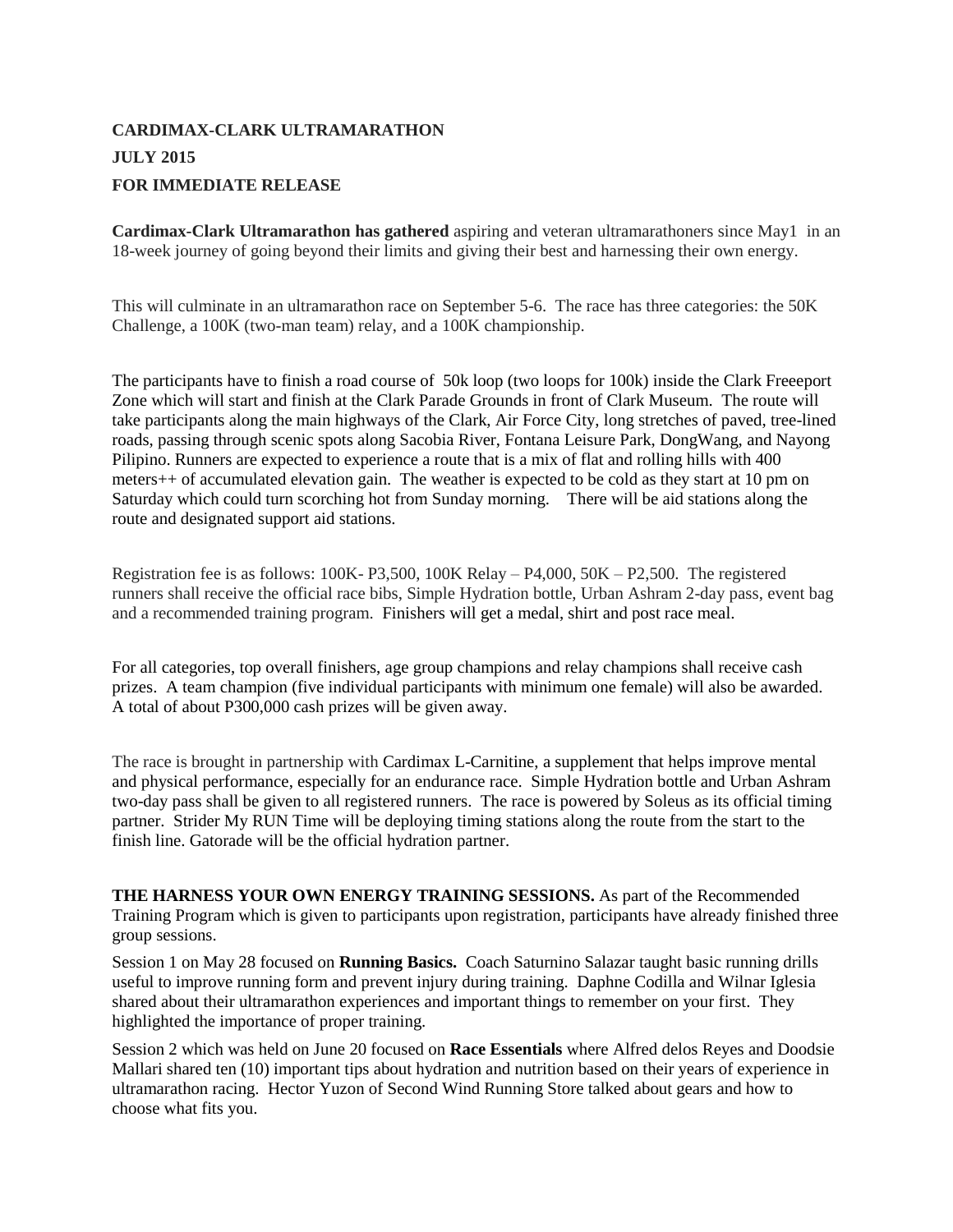**CARDIMAX-CLARK ULTRAMARATHON**

**JULY 2015**

**FOR IMMEDIATE RELEASE**

**Cardimax-Clark Ultramarathon has gathered** aspiring and veteran ultramarathoners since May1 in an 18-week journey of going beyond their limits and giving their best and harnessing their own energy.

This will culminate in an ultramarathon race on September 5-6. The race has three categories: the 50K Challenge, a 100K (two-man team) relay, and a 100K championship.

The participants have to finish a road course of 50k loop (two loops for 100k) inside the Clark Freeeport Zone which will start and finish at the Clark Parade Grounds in front of Clark Museum. The route will take participants along the main highways of the Clark, Air Force City, long stretches of paved, tree-lined roads, passing through scenic spots along Sacobia River, Fontana Leisure Park, DongWang, and Nayong Pilipino. Runners are expected to experience a route that is a mix of flat and rolling hills with 400 meters++ of accumulated elevation gain. The weather is expected to be cold as they start at 10 pm on Saturday which could turn scorching hot from Sunday morning. There will be aid stations along the route and designated support aid stations.

Registration fee is as follows: 100K- P3,500, 100K Relay – P4,000, 50K – P2,500. The registered runners shall receive the official race bibs, Simple Hydration bottle, Urban Ashram 2-day pass, event bag and a recommended training program. Finishers will get a medal, shirt and post race meal.

For all categories, top overall finishers, age group champions and relay champions shall receive cash prizes. A team champion (five individual participants with minimum one female) will also be awarded. A total of about P300,000 cash prizes will be given away.

The race is brought in partnership with Cardimax L-Carnitine, a supplement that helps improve mental and physical performance, especially for an endurance race. Simple Hydration bottle and Urban Ashram two-day pass shall be given to all registered runners. The race is powered by Soleus as its official timing partner. Strider My RUN Time will be deploying timing stations along the route from the start to the finish line. Gatorade will be the official hydration partner.

**THE HARNESS YOUR OWN ENERGY TRAINING SESSIONS.** As part of the Recommended Training Program which is given to participants upon registration, participants have already finished three group sessions.

Session 1 on May 28 focused on **Running Basics.** Coach Saturnino Salazar taught basic running drills useful to improve running form and prevent injury during training. Daphne Codilla and Wilnar Iglesia shared about their ultramarathon experiences and important things to remember on your first. They highlighted the importance of proper training.

Session 2 which was held on June 20 focused on **Race Essentials** where Alfred delos Reyes and Doodsie Mallari shared ten (10) important tips about hydration and nutrition based on their years of experience in ultramarathon racing. Hector Yuzon of Second Wind Running Store talked about gears and how to choose what fits you.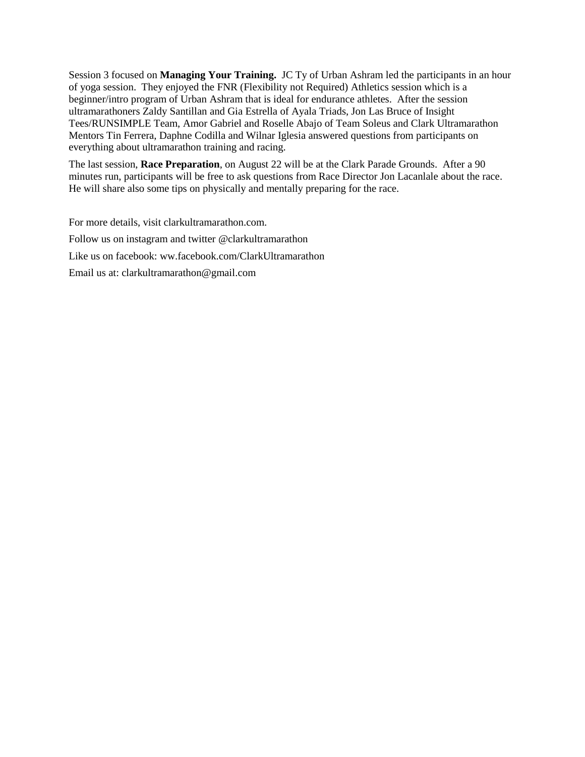Session 3 focused on **Managing Your Training.** JC Ty of Urban Ashram led the participants in an hour of yoga session. They enjoyed the FNR (Flexibility not Required) Athletics session which is a beginner/intro program of Urban Ashram that is ideal for endurance athletes. After the session ultramarathoners Zaldy Santillan and Gia Estrella of Ayala Triads, Jon Las Bruce of Insight Tees/RUNSIMPLE Team, Amor Gabriel and Roselle Abajo of Team Soleus and Clark Ultramarathon Mentors Tin Ferrera, Daphne Codilla and Wilnar Iglesia answered questions from participants on everything about ultramarathon training and racing.

The last session, **Race Preparation**, on August 22 will be at the Clark Parade Grounds. After a 90 minutes run, participants will be free to ask questions from Race Director Jon Lacanlale about the race. He will share also some tips on physically and mentally preparing for the race.

For more details, visit clarkultramarathon.com.

Follow us on instagram and twitter @clarkultramarathon

Like us on facebook: ww.facebook.com/ClarkUltramarathon

Email us at: clarkultramarathon@gmail.com